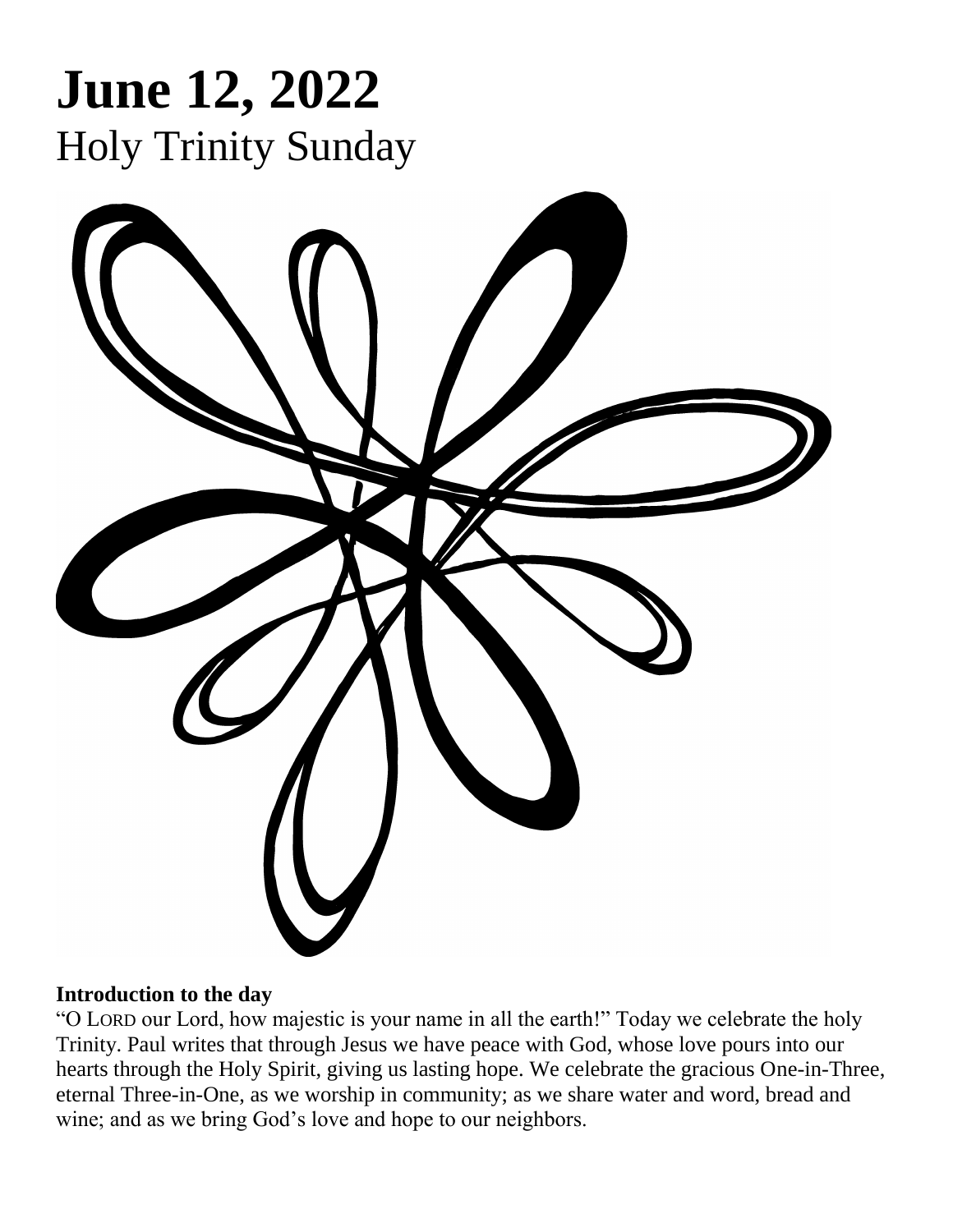# June 12, 2022

## Holy Trinity Sunday

**Introduction to the day**

"O LORD our Lord, how majestic is your name in all the earth!" Today we celebrate the holy Trinity. Paul writes that through Jesus we have peace with God, whose love pours into our hearts through the Holy Spirit, giving us lasting hope. We celebrate the gracious One-in-Three, eternal Three-in-One, as we worship in community; as we share water and word, bread and wine; and as we bring God's love and hope to our neighbors.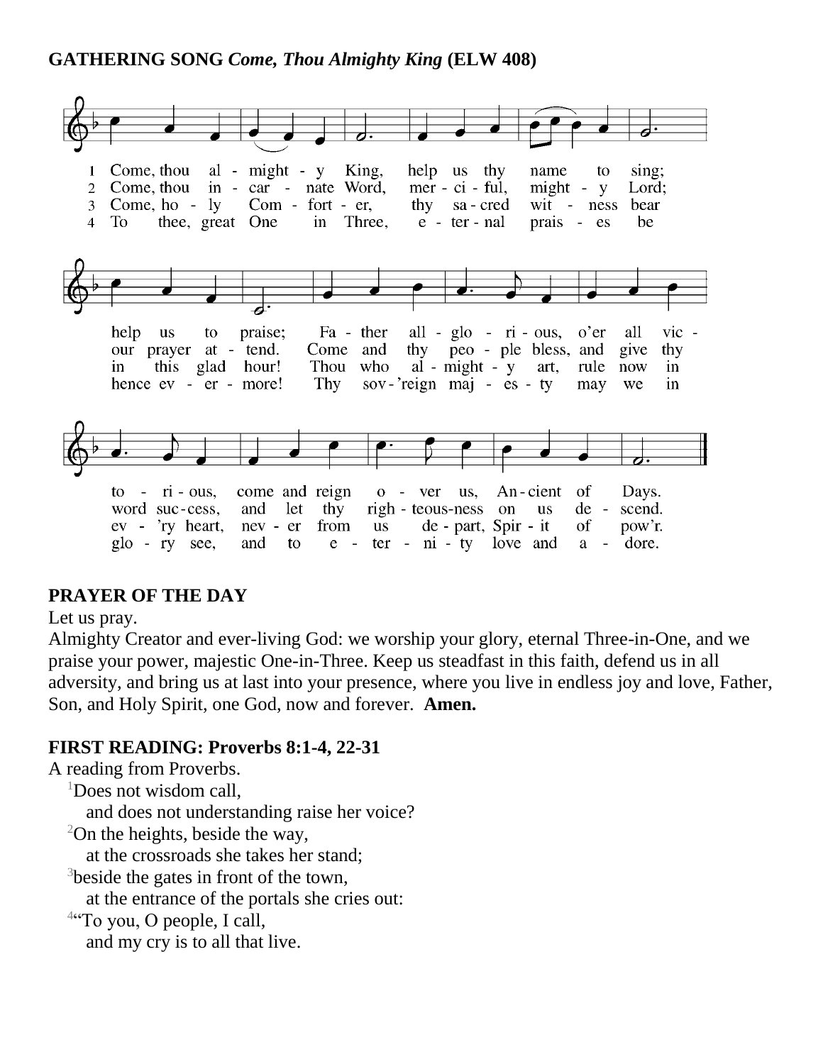**GATHERING SONG** ***Come, Thou Almighty King*** **(ELW 408)**

1 Come, thou al - might - y King, help us thy name to sing; help us to praise; Fa - ther all - glo - ri - ous, o'er all vic - to - ri - ous, come and reign o - ver us, An - cient of Days.

2 Come, thou in - car - nate Word, mer - ci - ful, might - y Lord; our prayer at - tend. Come and thy peo - ple bless, and give thy word suc - cess, and let thy righ - teous-ness on us de - scend.

3 Come, ho - ly Com - fort - er, thy sa - cred wit - ness bear in this glad hour! Thou who al - might - y art, rule now in ev - 'ry heart, nev - er from us de - part, Spir - it of pow'r.

4 To thee, great One in Three, e - ter - nal prais - es be hence ev - er - more! Thy sov - 'reign maj - es - ty may we in glo - ry see, and to e - ter - ni - ty love and a - dore.

**PRAYER OF THE DAY**

Let us pray.

Almighty Creator and ever-living God: we worship your glory, eternal Three-in-One, and we praise your power, majestic One-in-Three. Keep us steadfast in this faith, defend us in all adversity, and bring us at last into your presence, where you live in endless joy and love, Father, Son, and Holy Spirit, one God, now and forever. **Amen.**

**FIRST READING: Proverbs 8:1-4, 22-31**

A reading from Proverbs.

[1]Does not wisdom call,
and does not understanding raise her voice?
[2]On the heights, beside the way,
at the crossroads she takes her stand;
[3]beside the gates in front of the town,
at the entrance of the portals she cries out:
[4]"To you, O people, I call,
and my cry is to all that live.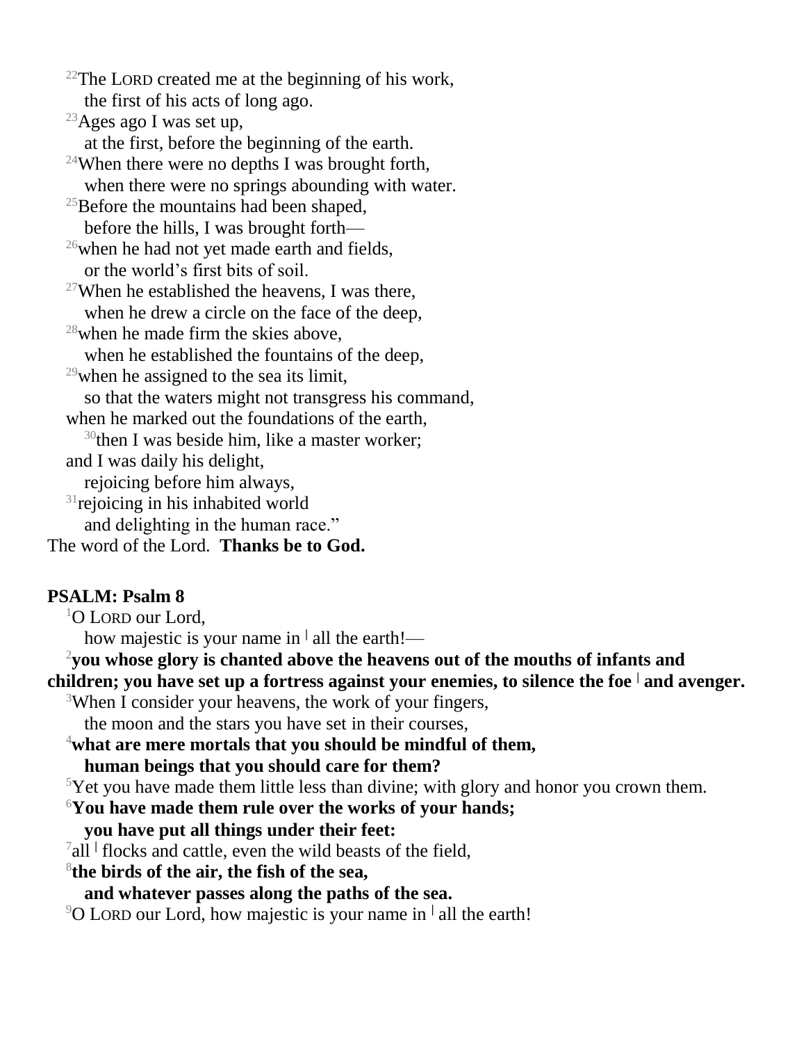[22]The LORD created me at the beginning of his work,
  the first of his acts of long ago.
[23]Ages ago I was set up,
  at the first, before the beginning of the earth.
[24]When there were no depths I was brought forth,
  when there were no springs abounding with water.
[25]Before the mountains had been shaped,
  before the hills, I was brought forth—
[26]when he had not yet made earth and fields,
  or the world's first bits of soil.
[27]When he established the heavens, I was there,
  when he drew a circle on the face of the deep,
[28]when he made firm the skies above,
  when he established the fountains of the deep,
[29]when he assigned to the sea its limit,
  so that the waters might not transgress his command,
when he marked out the foundations of the earth,
  [30]then I was beside him, like a master worker;
and I was daily his delight,
  rejoicing before him always,
[31]rejoicing in his inhabited world
  and delighting in the human race."

The word of the Lord. **Thanks be to God.**

**PSALM: Psalm 8**

[1]O LORD our Lord,
  how majestic is your name in | all the earth!—

[2]**you whose glory is chanted above the heavens out of the mouths of infants and children; you have set up a fortress against your enemies, to silence the foe | and avenger.**

[3]When I consider your heavens, the work of your fingers,
  the moon and the stars you have set in their courses,

[4]**what are mere mortals that you should be mindful of them,**
  **human beings that you should care for them?**

[5]Yet you have made them little less than divine; with glory and honor you crown them.

[6]**You have made them rule over the works of your hands;**
  **you have put all things under their feet:**

[7]all | flocks and cattle, even the wild beasts of the field,

[8]**the birds of the air, the fish of the sea,**
  **and whatever passes along the paths of the sea.**

[9]O LORD our Lord, how majestic is your name in | all the earth!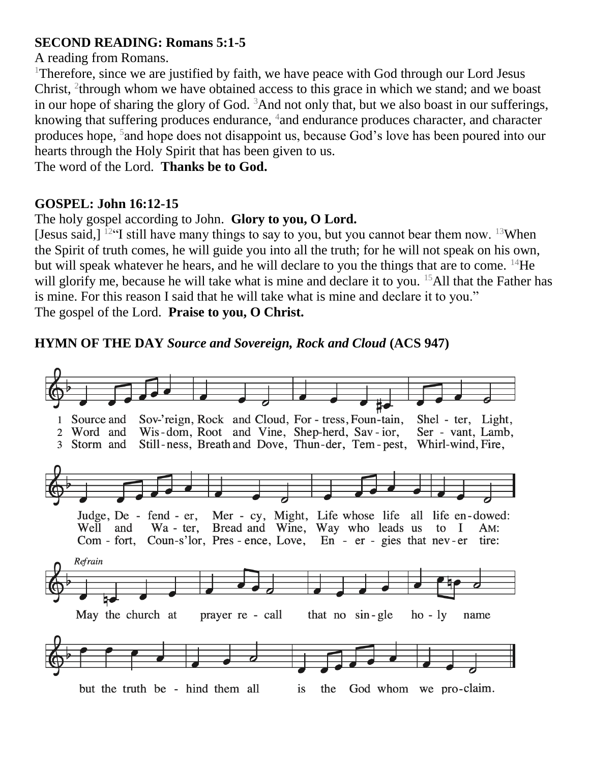**SECOND READING: Romans 5:1-5**

A reading from Romans.

[1]Therefore, since we are justified by faith, we have peace with God through our Lord Jesus Christ, [2]through whom we have obtained access to this grace in which we stand; and we boast in our hope of sharing the glory of God. [3]And not only that, but we also boast in our sufferings, knowing that suffering produces endurance, [4]and endurance produces character, and character produces hope, [5]and hope does not disappoint us, because God's love has been poured into our hearts through the Holy Spirit that has been given to us.

The word of the Lord. **Thanks be to God.**

**GOSPEL: John 16:12-15**

The holy gospel according to John. **Glory to you, O Lord.**

[Jesus said,] [12]"I still have many things to say to you, but you cannot bear them now. [13]When the Spirit of truth comes, he will guide you into all the truth; for he will not speak on his own, but will speak whatever he hears, and he will declare to you the things that are to come. [14]He will glorify me, because he will take what is mine and declare it to you. [15]All that the Father has is mine. For this reason I said that he will take what is mine and declare it to you."

The gospel of the Lord. **Praise to you, O Christ.**

**HYMN OF THE DAY** ***Source and Sovereign, Rock and Cloud*** **(ACS 947)**

1 Source and Sov'reign, Rock and Cloud, For-tress, Foun-tain, Shel-ter, Light, Judge, De-fend-er, Mer-cy, Might, Life whose life all life en-dowed:

2 Word and Wis-dom, Root and Vine, Shep-herd, Sav-ior, Ser-vant, Lamb, Well and Wa-ter, Bread and Wine, Way who leads us to I AM:

3 Storm and Still-ness, Breath and Dove, Thun-der, Tem-pest, Whirl-wind, Fire, Com-fort, Coun-s'lor, Pres-ence, Love, En-er-gies that nev-er tire:

*Refrain*

May the church at prayer re-call that no sin-gle ho-ly name but the truth be-hind them all is the God whom we pro-claim.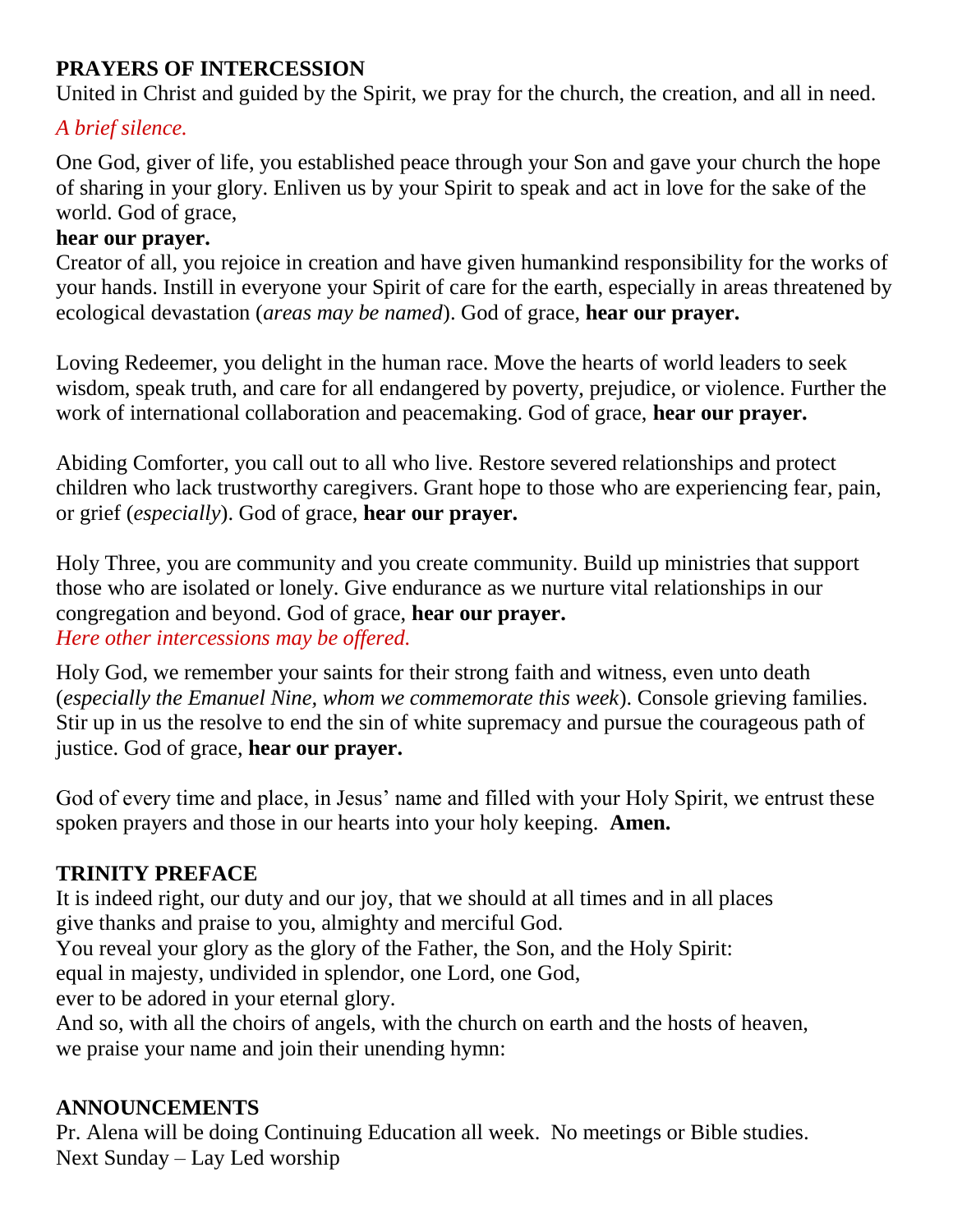## PRAYERS OF INTERCESSION

United in Christ and guided by the Spirit, we pray for the church, the creation, and all in need.

*A brief silence.*

One God, giver of life, you established peace through your Son and gave your church the hope of sharing in your glory. Enliven us by your Spirit to speak and act in love for the sake of the world. God of grace,
**hear our prayer.**

Creator of all, you rejoice in creation and have given humankind responsibility for the works of your hands. Instill in everyone your Spirit of care for the earth, especially in areas threatened by ecological devastation (*areas may be named*). God of grace, **hear our prayer.**

Loving Redeemer, you delight in the human race. Move the hearts of world leaders to seek wisdom, speak truth, and care for all endangered by poverty, prejudice, or violence. Further the work of international collaboration and peacemaking. God of grace, **hear our prayer.**

Abiding Comforter, you call out to all who live. Restore severed relationships and protect children who lack trustworthy caregivers. Grant hope to those who are experiencing fear, pain, or grief (*especially*). God of grace, **hear our prayer.**

Holy Three, you are community and you create community. Build up ministries that support those who are isolated or lonely. Give endurance as we nurture vital relationships in our congregation and beyond. God of grace, **hear our prayer.**
*Here other intercessions may be offered.*

Holy God, we remember your saints for their strong faith and witness, even unto death (*especially the Emanuel Nine, whom we commemorate this week*). Console grieving families. Stir up in us the resolve to end the sin of white supremacy and pursue the courageous path of justice. God of grace, **hear our prayer.**

God of every time and place, in Jesus' name and filled with your Holy Spirit, we entrust these spoken prayers and those in our hearts into your holy keeping. **Amen.**

## TRINITY PREFACE

It is indeed right, our duty and our joy, that we should at all times and in all places
give thanks and praise to you, almighty and merciful God.
You reveal your glory as the glory of the Father, the Son, and the Holy Spirit:
equal in majesty, undivided in splendor, one Lord, one God,
ever to be adored in your eternal glory.
And so, with all the choirs of angels, with the church on earth and the hosts of heaven,
we praise your name and join their unending hymn:

## ANNOUNCEMENTS

Pr. Alena will be doing Continuing Education all week. No meetings or Bible studies.
Next Sunday – Lay Led worship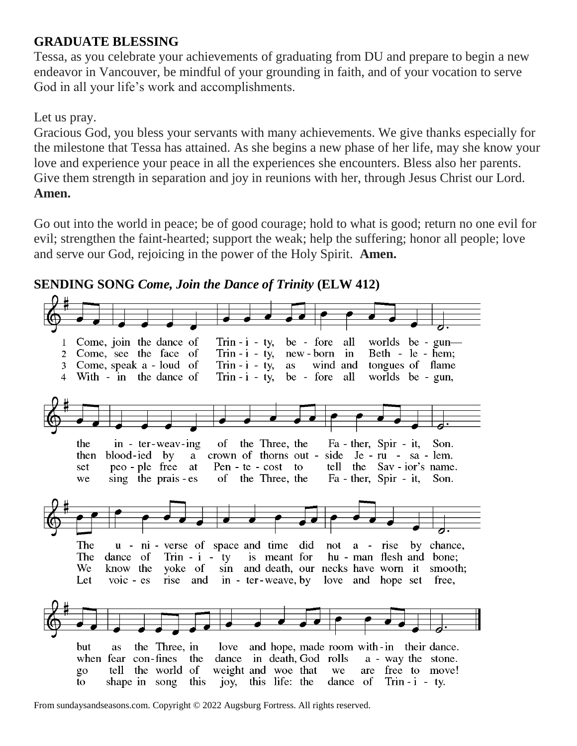**GRADUATE BLESSING**

Tessa, as you celebrate your achievements of graduating from DU and prepare to begin a new endeavor in Vancouver, be mindful of your grounding in faith, and of your vocation to serve God in all your life's work and accomplishments.

Let us pray.

Gracious God, you bless your servants with many achievements. We give thanks especially for the milestone that Tessa has attained. As she begins a new phase of her life, may she know your love and experience your peace in all the experiences she encounters. Bless also her parents. Give them strength in separation and joy in reunions with her, through Jesus Christ our Lord. **Amen.**

Go out into the world in peace; be of good courage; hold to what is good; return no one evil for evil; strengthen the faint-hearted; support the weak; help the suffering; honor all people; love and serve our God, rejoicing in the power of the Holy Spirit. **Amen.**

**SENDING SONG** ***Come, Join the Dance of Trinity*** **(ELW 412)**

1 Come, join the dance of Trin - i - ty, be - fore all worlds be - gun—
the in - ter - weav - ing of the Three, the Fa - ther, Spir - it, Son.
The u - ni - verse of space and time did not a - rise by chance,
but as the Three, in love and hope, made room with - in their dance.

2 Come, see the face of Trin - i - ty, new - born in Beth - le - hem;
then blood - ied by a crown of thorns out - side Je - ru - sa - lem.
The dance of Trin - i - ty is meant for hu - man flesh and bone;
when fear con - fines the dance in death, God rolls a - way the stone.

3 Come, speak a - loud of Trin - i - ty, as wind and tongues of flame
set peo - ple free at Pen - te - cost to tell the Sav - ior's name.
We know the yoke of sin and death, our necks have worn it smooth;
go tell the world of weight and woe that we are free to move!

4 With - in the dance of Trin - i - ty, be - fore all worlds be - gun,
we sing the prais - es of the Three, the Fa - ther, Spir - it, Son.
Let voic - es rise and in - ter - weave, by love and hope set free,
to shape in song this joy, this life: the dance of Trin - i - ty.

From sundaysandseasons.com. Copyright © 2022 Augsburg Fortress. All rights reserved.